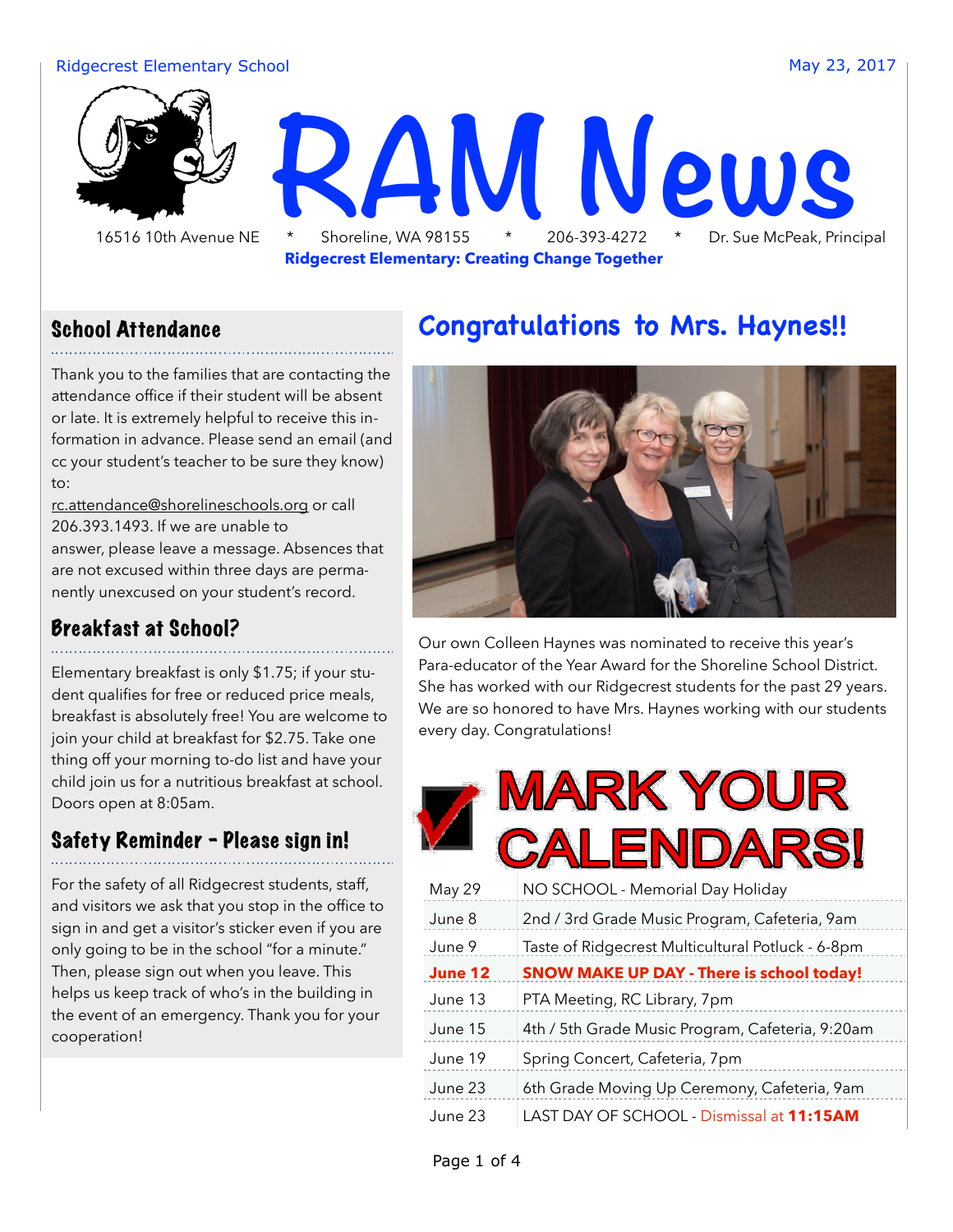Ridgecrest Elementary School

May 23, 2017

# RAM News

16516 10th Avenue NE * Shoreline, WA 98155 * 206-393-4272 * Dr. Sue McPeak, Principal

**Ridgecrest Elementary: Creating Change Together**

## School Attendance

Thank you to the families that are contacting the attendance office if their student will be absent or late. It is extremely helpful to receive this information in advance. Please send an email (and cc your student's teacher to be sure they know) to: rc.attendance@shorelineschools.org or call 206.393.1493. If we are unable to answer, please leave a message. Absences that are not excused within three days are permanently unexcused on your student's record.

## Breakfast at School?

Elementary breakfast is only $1.75; if your student qualifies for free or reduced price meals, breakfast is absolutely free! You are welcome to join your child at breakfast for $2.75. Take one thing off your morning to-do list and have your child join us for a nutritious breakfast at school. Doors open at 8:05am.

## Safety Reminder - Please sign in!

For the safety of all Ridgecrest students, staff, and visitors we ask that you stop in the office to sign in and get a visitor's sticker even if you are only going to be in the school "for a minute." Then, please sign out when you leave. This helps us keep track of who's in the building in the event of an emergency. Thank you for your cooperation!

## Congratulations to Mrs. Haynes!!

Our own Colleen Haynes was nominated to receive this year's Para-educator of the Year Award for the Shoreline School District. She has worked with our Ridgecrest students for the past 29 years. We are so honored to have Mrs. Haynes working with our students every day. Congratulations!

## MARK YOUR CALENDARS!

| Date | Event |
|---|---|
| May 29 | NO SCHOOL - Memorial Day Holiday |
| June 8 | 2nd / 3rd Grade Music Program, Cafeteria, 9am |
| June 9 | Taste of Ridgecrest Multicultural Potluck - 6-8pm |
| **June 12** | **SNOW MAKE UP DAY - There is school today!** |
| June 13 | PTA Meeting, RC Library, 7pm |
| June 15 | 4th / 5th Grade Music Program, Cafeteria, 9:20am |
| June 19 | Spring Concert, Cafeteria, 7pm |
| June 23 | 6th Grade Moving Up Ceremony, Cafeteria, 9am |
| June 23 | LAST DAY OF SCHOOL - Dismissal at **11:15AM** |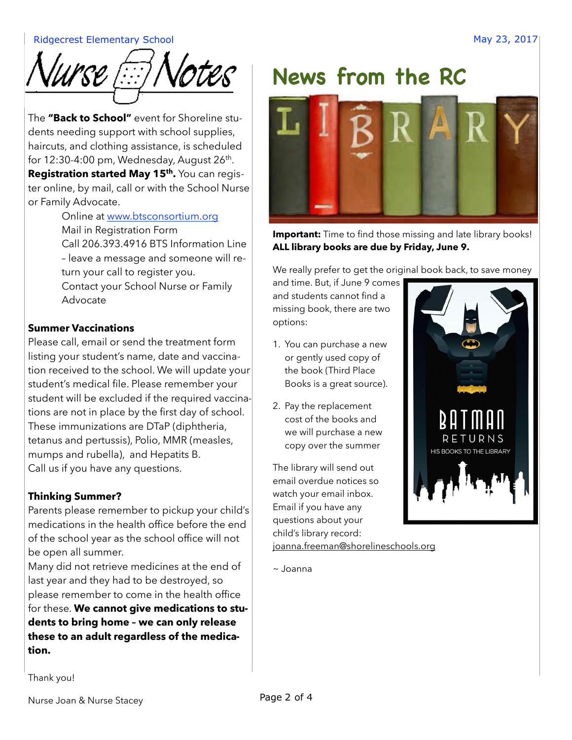Ridgecrest Elementary School

May 23, 2017

# Nurse Notes

The **"Back to School"** event for Shoreline students needing support with school supplies, haircuts, and clothing assistance, is scheduled for 12:30-4:00 pm, Wednesday, August 26th. **Registration started May 15th.** You can register online, by mail, call or with the School Nurse or Family Advocate.

Online at www.btsconsortium.org
Mail in Registration Form
Call 206.393.4916 BTS Information Line – leave a message and someone will return your call to register you.
Contact your School Nurse or Family Advocate

**Summer Vaccinations**

Please call, email or send the treatment form listing your student's name, date and vaccination received to the school. We will update your student's medical file. Please remember your student will be excluded if the required vaccinations are not in place by the first day of school. These immunizations are DTaP (diphtheria, tetanus and pertussis), Polio, MMR (measles, mumps and rubella), and Hepatits B.
Call us if you have any questions.

**Thinking Summer?**

Parents please remember to pickup your child's medications in the health office before the end of the school year as the school office will not be open all summer.
Many did not retrieve medicines at the end of last year and they had to be destroyed, so please remember to come in the health office for these. **We cannot give medications to students to bring home – we can only release these to an adult regardless of the medication.**

Thank you!

Nurse Joan & Nurse Stacey

# News from the RC

LIBRARY

**Important:** Time to find those missing and late library books! **ALL library books are due by Friday, June 9.**

We really prefer to get the original book back, to save money and time. But, if June 9 comes and students cannot find a missing book, there are two options:

1. You can purchase a new or gently used copy of the book (Third Place Books is a great source).
2. Pay the replacement cost of the books and we will purchase a new copy over the summer

The library will send out email overdue notices so watch your email inbox. Email if you have any questions about your child's library record: joanna.freeman@shorelineschools.org

~ Joanna

BATMAN RETURNS HIS BOOKS TO THE LIBRARY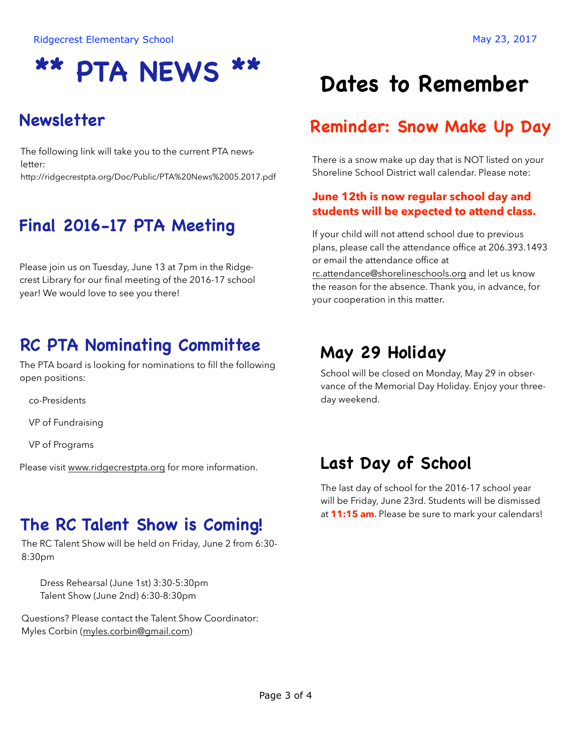Ridgecrest Elementary School

May 23, 2017

# ** PTA NEWS **

## Newsletter

The following link will take you to the current PTA newsletter:

http://ridgecrestpta.org/Doc/Public/PTA%20News%2005.2017.pdf

## Final 2016-17 PTA Meeting

Please join us on Tuesday, June 13 at 7pm in the Ridgecrest Library for our final meeting of the 2016-17 school year! We would love to see you there!

## RC PTA Nominating Committee

The PTA board is looking for nominations to fill the following open positions:

co-Presidents

VP of Fundraising

VP of Programs

Please visit www.ridgecrestpta.org for more information.

## The RC Talent Show is Coming!

The RC Talent Show will be held on Friday, June 2 from 6:30-8:30pm

Dress Rehearsal (June 1st) 3:30-5:30pm
Talent Show (June 2nd) 6:30-8:30pm

Questions? Please contact the Talent Show Coordinator: Myles Corbin (myles.corbin@gmail.com)

# Dates to Remember

## Reminder: Snow Make Up Day

There is a snow make up day that is NOT listed on your Shoreline School District wall calendar. Please note:

**June 12th is now regular school day and students will be expected to attend class.**

If your child will not attend school due to previous plans, please call the attendance office at 206.393.1493 or email the attendance office at rc.attendance@shorelineschools.org and let us know the reason for the absence. Thank you, in advance, for your cooperation in this matter.

## May 29 Holiday

School will be closed on Monday, May 29 in observance of the Memorial Day Holiday. Enjoy your three-day weekend.

## Last Day of School

The last day of school for the 2016-17 school year will be Friday, June 23rd. Students will be dismissed at **11:15 am**. Please be sure to mark your calendars!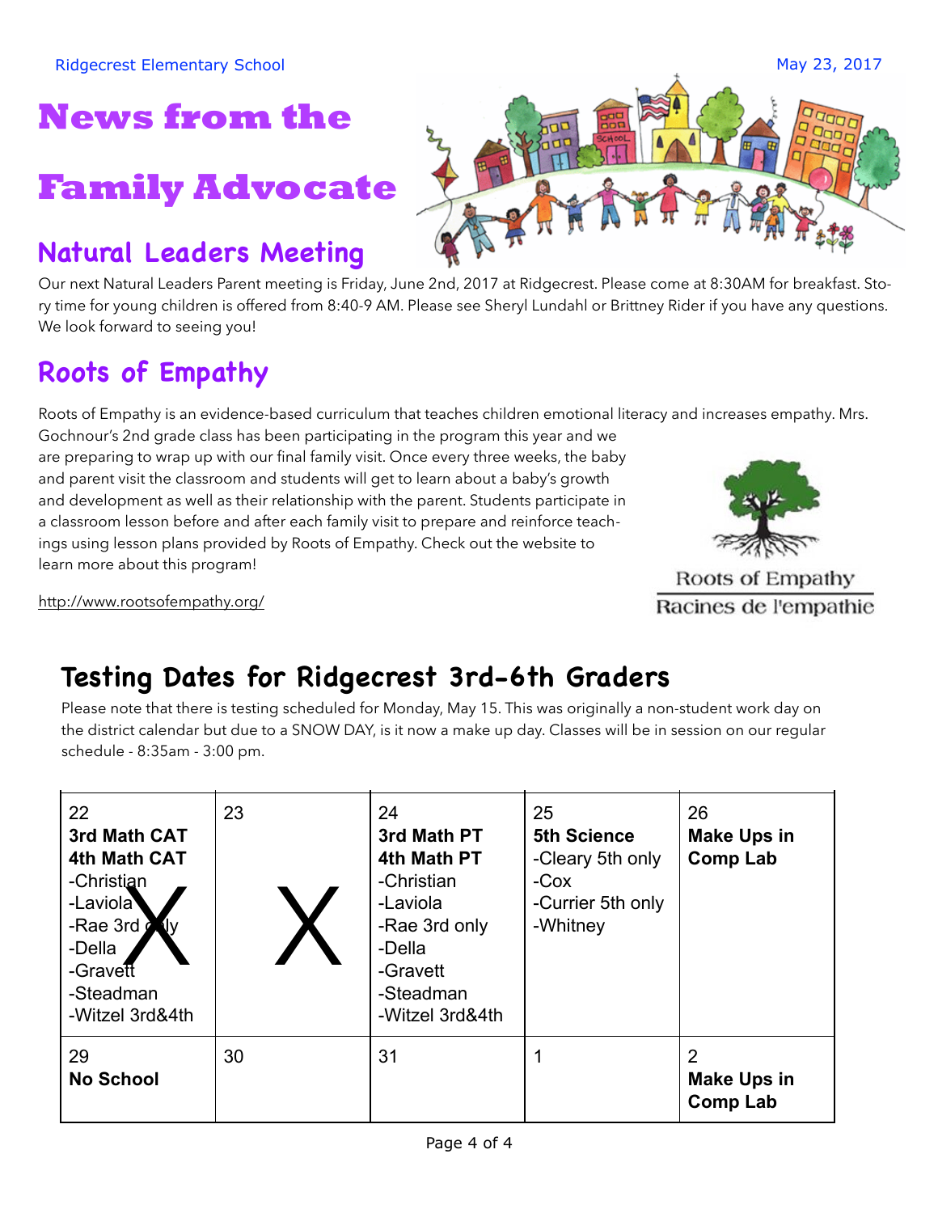Ridgecrest Elementary School

May 23, 2017

# News from the Family Advocate

## Natural Leaders Meeting

Our next Natural Leaders Parent meeting is Friday, June 2nd, 2017 at Ridgecrest. Please come at 8:30AM for breakfast. Story time for young children is offered from 8:40-9 AM. Please see Sheryl Lundahl or Brittney Rider if you have any questions. We look forward to seeing you!

## Roots of Empathy

Roots of Empathy is an evidence-based curriculum that teaches children emotional literacy and increases empathy. Mrs. Gochnour's 2nd grade class has been participating in the program this year and we are preparing to wrap up with our final family visit. Once every three weeks, the baby and parent visit the classroom and students will get to learn about a baby's growth and development as well as their relationship with the parent. Students participate in a classroom lesson before and after each family visit to prepare and reinforce teachings using lesson plans provided by Roots of Empathy. Check out the website to learn more about this program!

http://www.rootsofempathy.org/

Roots of Empathy
Racines de l'empathie

## Testing Dates for Ridgecrest 3rd-6th Graders

Please note that there is testing scheduled for Monday, May 15. This was originally a non-student work day on the district calendar but due to a SNOW DAY, is it now a make up day. Classes will be in session on our regular schedule - 8:35am - 3:00 pm.

| | | | | |
|---|---|---|---|---|
| 22 **3rd Math CAT** **4th Math CAT** -Christian -Laviola -Rae 3rd only -Della -Gravett -Steadman -Witzel 3rd&4th (X) | 23 (X) | 24 **3rd Math PT** **4th Math PT** -Christian -Laviola -Rae 3rd only -Della -Gravett -Steadman -Witzel 3rd&4th | 25 **5th Science** -Cleary 5th only -Cox -Currier 5th only -Whitney | 26 **Make Ups in Comp Lab** |
| 29 **No School** | 30 | 31 | 1 | 2 **Make Ups in Comp Lab** |